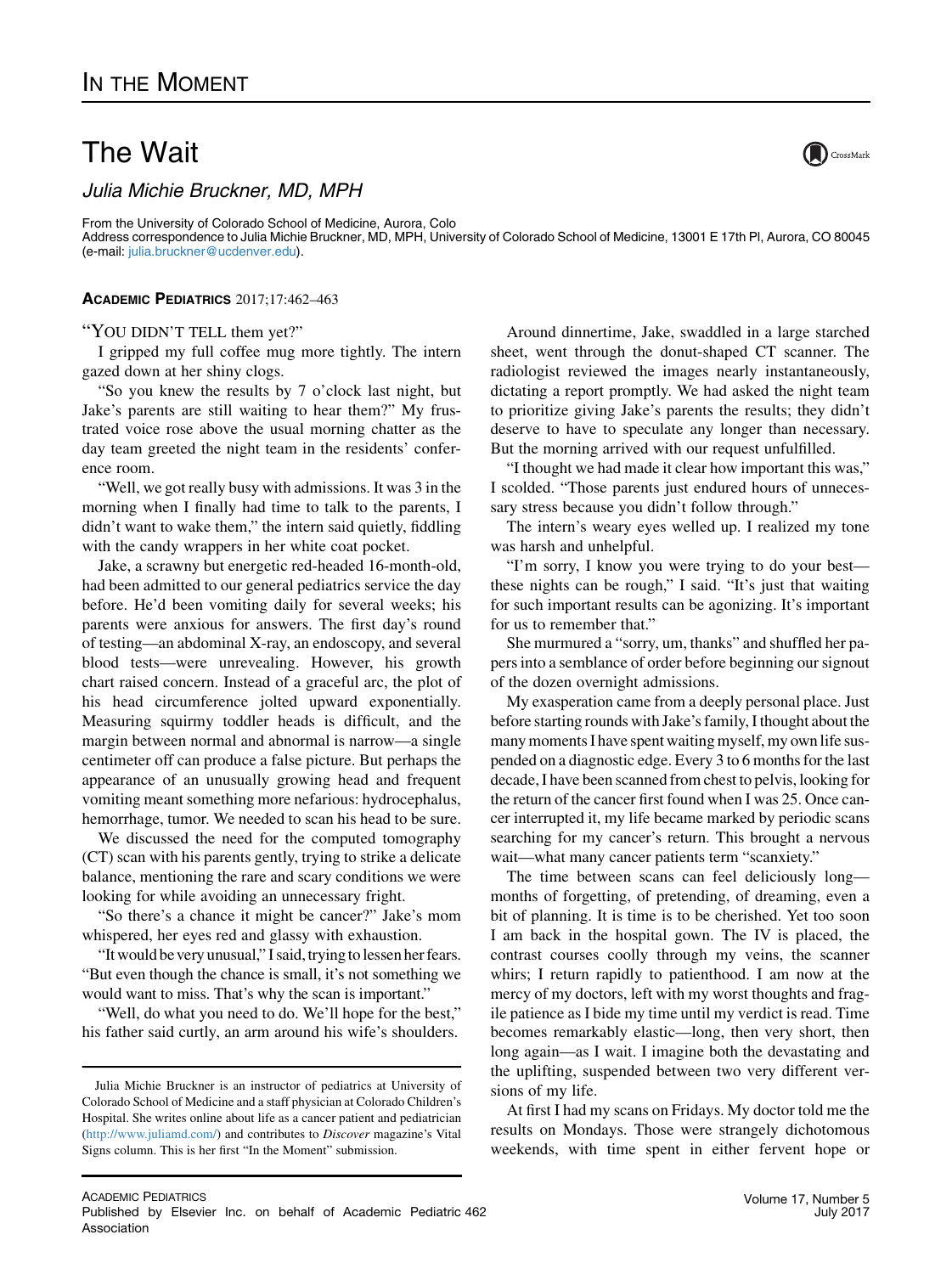# The Wait

*Julia Michie Bruckner, MD, MPH*

From the University of Colorado School of Medicine, Aurora, Colo
Address correspondence to Julia Michie Bruckner, MD, MPH, University of Colorado School of Medicine, 13001 E 17th Pl, Aurora, CO 80045 (e-mail: julia.bruckner@ucdenver.edu).

**ACADEMIC PEDIATRICS** 2017;17:462–463

"YOU DIDN'T TELL them yet?"

I gripped my full coffee mug more tightly. The intern gazed down at her shiny clogs.

"So you knew the results by 7 o'clock last night, but Jake's parents are still waiting to hear them?" My frustrated voice rose above the usual morning chatter as the day team greeted the night team in the residents' conference room.

"Well, we got really busy with admissions. It was 3 in the morning when I finally had time to talk to the parents, I didn't want to wake them," the intern said quietly, fiddling with the candy wrappers in her white coat pocket.

Jake, a scrawny but energetic red-headed 16-month-old, had been admitted to our general pediatrics service the day before. He'd been vomiting daily for several weeks; his parents were anxious for answers. The first day's round of testing—an abdominal X-ray, an endoscopy, and several blood tests—were unrevealing. However, his growth chart raised concern. Instead of a graceful arc, the plot of his head circumference jolted upward exponentially. Measuring squirmy toddler heads is difficult, and the margin between normal and abnormal is narrow—a single centimeter off can produce a false picture. But perhaps the appearance of an unusually growing head and frequent vomiting meant something more nefarious: hydrocephalus, hemorrhage, tumor. We needed to scan his head to be sure.

We discussed the need for the computed tomography (CT) scan with his parents gently, trying to strike a delicate balance, mentioning the rare and scary conditions we were looking for while avoiding an unnecessary fright.

"So there's a chance it might be cancer?" Jake's mom whispered, her eyes red and glassy with exhaustion.

"It would be very unusual," I said, trying to lessen her fears. "But even though the chance is small, it's not something we would want to miss. That's why the scan is important."

"Well, do what you need to do. We'll hope for the best," his father said curtly, an arm around his wife's shoulders.

Around dinnertime, Jake, swaddled in a large starched sheet, went through the donut-shaped CT scanner. The radiologist reviewed the images nearly instantaneously, dictating a report promptly. We had asked the night team to prioritize giving Jake's parents the results; they didn't deserve to have to speculate any longer than necessary. But the morning arrived with our request unfulfilled.

"I thought we had made it clear how important this was," I scolded. "Those parents just endured hours of unnecessary stress because you didn't follow through."

The intern's weary eyes welled up. I realized my tone was harsh and unhelpful.

"I'm sorry, I know you were trying to do your best—these nights can be rough," I said. "It's just that waiting for such important results can be agonizing. It's important for us to remember that."

She murmured a "sorry, um, thanks" and shuffled her papers into a semblance of order before beginning our signout of the dozen overnight admissions.

My exasperation came from a deeply personal place. Just before starting rounds with Jake's family, I thought about the many moments I have spent waiting myself, my own life suspended on a diagnostic edge. Every 3 to 6 months for the last decade, I have been scanned from chest to pelvis, looking for the return of the cancer first found when I was 25. Once cancer interrupted it, my life became marked by periodic scans searching for my cancer's return. This brought a nervous wait—what many cancer patients term "scanxiety."

The time between scans can feel deliciously long—months of forgetting, of pretending, of dreaming, even a bit of planning. It is time is to be cherished. Yet too soon I am back in the hospital gown. The IV is placed, the contrast courses coolly through my veins, the scanner whirs; I return rapidly to patienthood. I am now at the mercy of my doctors, left with my worst thoughts and fragile patience as I bide my time until my verdict is read. Time becomes remarkably elastic—long, then very short, then long again—as I wait. I imagine both the devastating and the uplifting, suspended between two very different versions of my life.

At first I had my scans on Fridays. My doctor told me the results on Mondays. Those were strangely dichotomous weekends, with time spent in either fervent hope or

---

Julia Michie Bruckner is an instructor of pediatrics at University of Colorado School of Medicine and a staff physician at Colorado Children's Hospital. She writes online about life as a cancer patient and pediatrician (http://www.juliamd.com/) and contributes to *Discover* magazine's Vital Signs column. This is her first "In the Moment" submission.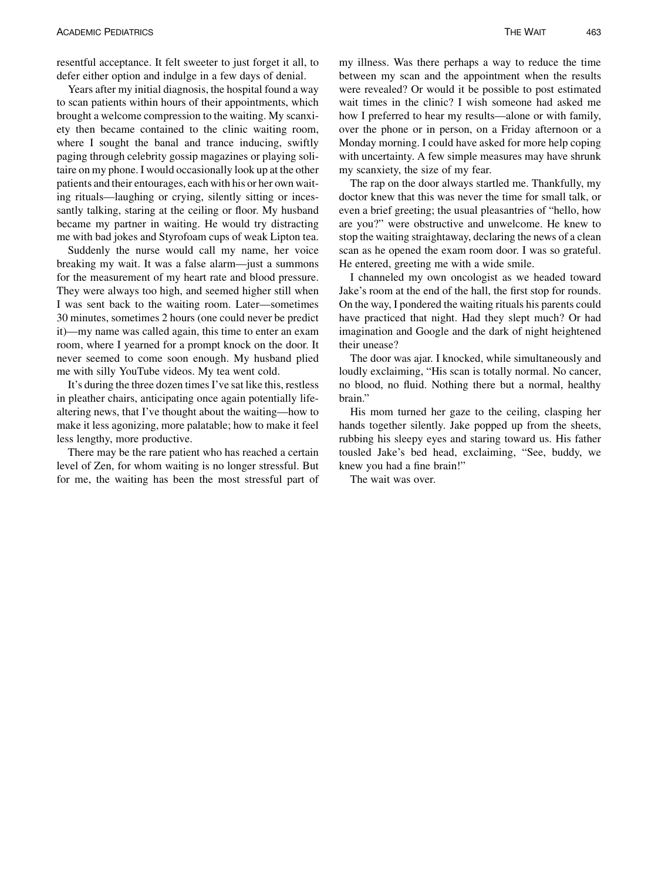resentful acceptance. It felt sweeter to just forget it all, to defer either option and indulge in a few days of denial.

Years after my initial diagnosis, the hospital found a way to scan patients within hours of their appointments, which brought a welcome compression to the waiting. My scanxiety then became contained to the clinic waiting room, where I sought the banal and trance inducing, swiftly paging through celebrity gossip magazines or playing solitaire on my phone. I would occasionally look up at the other patients and their entourages, each with his or her own waiting rituals—laughing or crying, silently sitting or incessantly talking, staring at the ceiling or floor. My husband became my partner in waiting. He would try distracting me with bad jokes and Styrofoam cups of weak Lipton tea.

Suddenly the nurse would call my name, her voice breaking my wait. It was a false alarm—just a summons for the measurement of my heart rate and blood pressure. They were always too high, and seemed higher still when I was sent back to the waiting room. Later—sometimes 30 minutes, sometimes 2 hours (one could never be predict it)—my name was called again, this time to enter an exam room, where I yearned for a prompt knock on the door. It never seemed to come soon enough. My husband plied me with silly YouTube videos. My tea went cold.

It's during the three dozen times I've sat like this, restless in pleather chairs, anticipating once again potentially life-altering news, that I've thought about the waiting—how to make it less agonizing, more palatable; how to make it feel less lengthy, more productive.

There may be the rare patient who has reached a certain level of Zen, for whom waiting is no longer stressful. But for me, the waiting has been the most stressful part of my illness. Was there perhaps a way to reduce the time between my scan and the appointment when the results were revealed? Or would it be possible to post estimated wait times in the clinic? I wish someone had asked me how I preferred to hear my results—alone or with family, over the phone or in person, on a Friday afternoon or a Monday morning. I could have asked for more help coping with uncertainty. A few simple measures may have shrunk my scanxiety, the size of my fear.

The rap on the door always startled me. Thankfully, my doctor knew that this was never the time for small talk, or even a brief greeting; the usual pleasantries of "hello, how are you?" were obstructive and unwelcome. He knew to stop the waiting straightaway, declaring the news of a clean scan as he opened the exam room door. I was so grateful. He entered, greeting me with a wide smile.

I channeled my own oncologist as we headed toward Jake's room at the end of the hall, the first stop for rounds. On the way, I pondered the waiting rituals his parents could have practiced that night. Had they slept much? Or had imagination and Google and the dark of night heightened their unease?

The door was ajar. I knocked, while simultaneously and loudly exclaiming, "His scan is totally normal. No cancer, no blood, no fluid. Nothing there but a normal, healthy brain."

His mom turned her gaze to the ceiling, clasping her hands together silently. Jake popped up from the sheets, rubbing his sleepy eyes and staring toward us. His father tousled Jake's bed head, exclaiming, "See, buddy, we knew you had a fine brain!"

The wait was over.